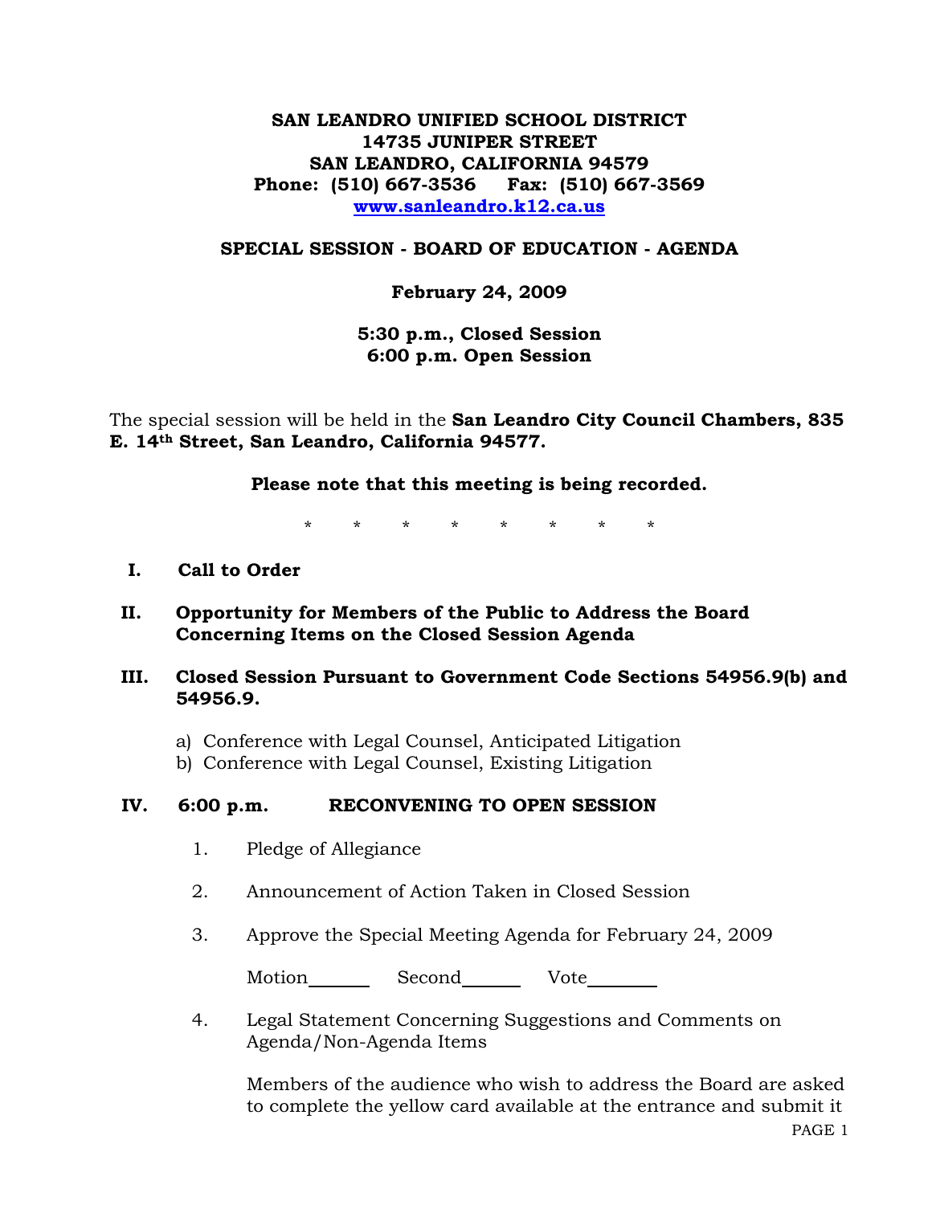**SAN LEANDRO UNIFIED SCHOOL DISTRICT**
**14735 JUNIPER STREET**
**SAN LEANDRO, CALIFORNIA 94579**
**Phone: (510) 667-3536 Fax: (510) 667-3569**
**www.sanleandro.k12.ca.us**

## SPECIAL SESSION - BOARD OF EDUCATION - AGENDA

**February 24, 2009**

**5:30 p.m., Closed Session**
**6:00 p.m. Open Session**

The special session will be held in the **San Leandro City Council Chambers, 835 E. 14th Street, San Leandro, California 94577.**

**Please note that this meeting is being recorded.**

\* \* \* \* \* \* \* \*

**I. Call to Order**

**II. Opportunity for Members of the Public to Address the Board Concerning Items on the Closed Session Agenda**

**III. Closed Session Pursuant to Government Code Sections 54956.9(b) and 54956.9.**

a) Conference with Legal Counsel, Anticipated Litigation
b) Conference with Legal Counsel, Existing Litigation

**IV. 6:00 p.m. RECONVENING TO OPEN SESSION**

1. Pledge of Allegiance

2. Announcement of Action Taken in Closed Session

3. Approve the Special Meeting Agenda for February 24, 2009

   Motion\_\_\_\_\_\_ Second\_\_\_\_\_\_ Vote\_\_\_\_\_\_

4. Legal Statement Concerning Suggestions and Comments on Agenda/Non-Agenda Items

   Members of the audience who wish to address the Board are asked to complete the yellow card available at the entrance and submit it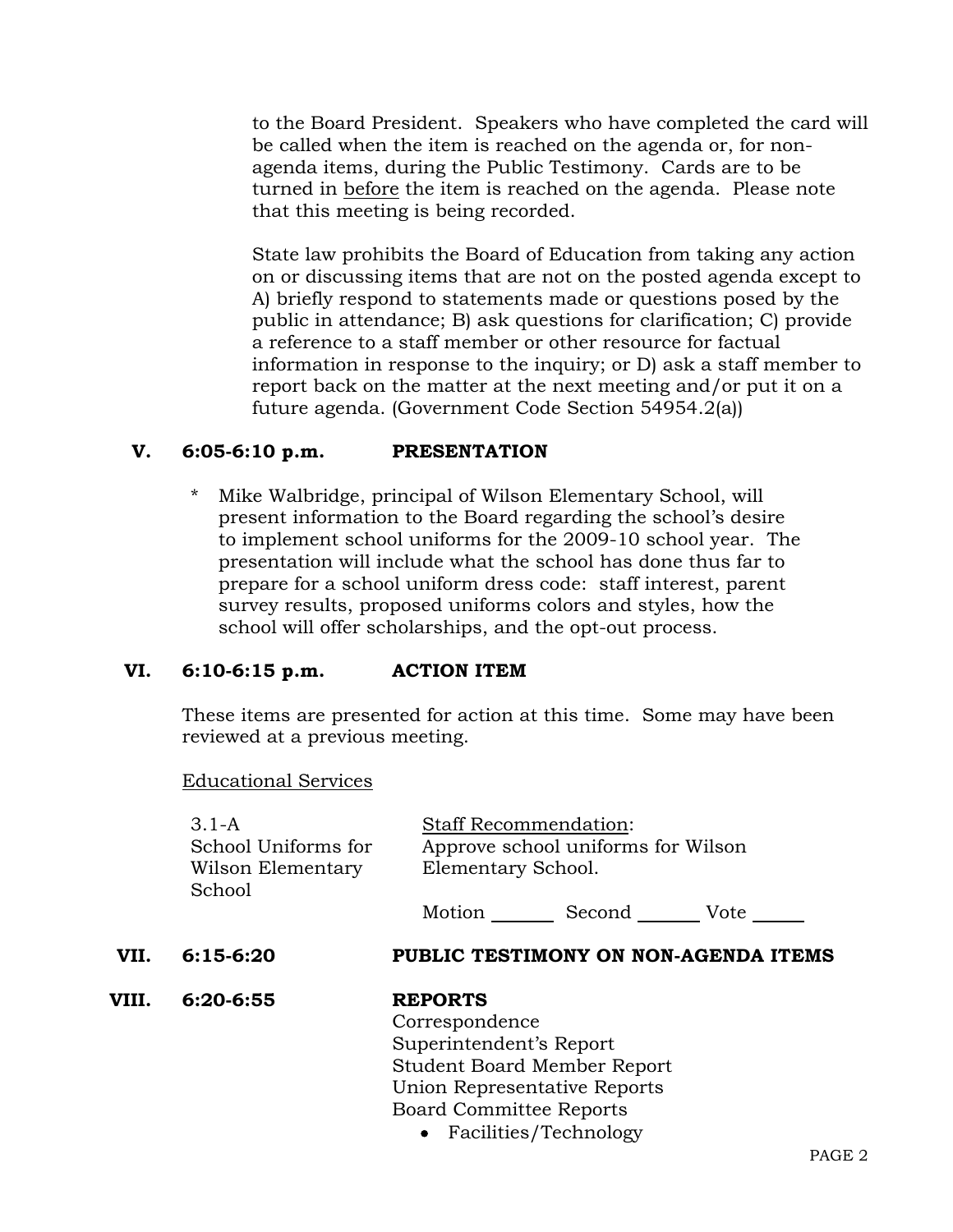to the Board President. Speakers who have completed the card will be called when the item is reached on the agenda or, for non-agenda items, during the Public Testimony. Cards are to be turned in before the item is reached on the agenda. Please note that this meeting is being recorded.

State law prohibits the Board of Education from taking any action on or discussing items that are not on the posted agenda except to A) briefly respond to statements made or questions posed by the public in attendance; B) ask questions for clarification; C) provide a reference to a staff member or other resource for factual information in response to the inquiry; or D) ask a staff member to report back on the matter at the next meeting and/or put it on a future agenda. (Government Code Section 54954.2(a))

## V. 6:05-6:10 p.m. PRESENTATION

* Mike Walbridge, principal of Wilson Elementary School, will present information to the Board regarding the school's desire to implement school uniforms for the 2009-10 school year. The presentation will include what the school has done thus far to prepare for a school uniform dress code: staff interest, parent survey results, proposed uniforms colors and styles, how the school will offer scholarships, and the opt-out process.

## VI. 6:10-6:15 p.m. ACTION ITEM

These items are presented for action at this time. Some may have been reviewed at a previous meeting.

Educational Services

3.1-A
School Uniforms for Wilson Elementary School

Staff Recommendation:
Approve school uniforms for Wilson Elementary School.

Motion _______ Second _______ Vote ______

## VII. 6:15-6:20 PUBLIC TESTIMONY ON NON-AGENDA ITEMS

## VIII. 6:20-6:55 REPORTS

Correspondence
Superintendent's Report
Student Board Member Report
Union Representative Reports
Board Committee Reports

- Facilities/Technology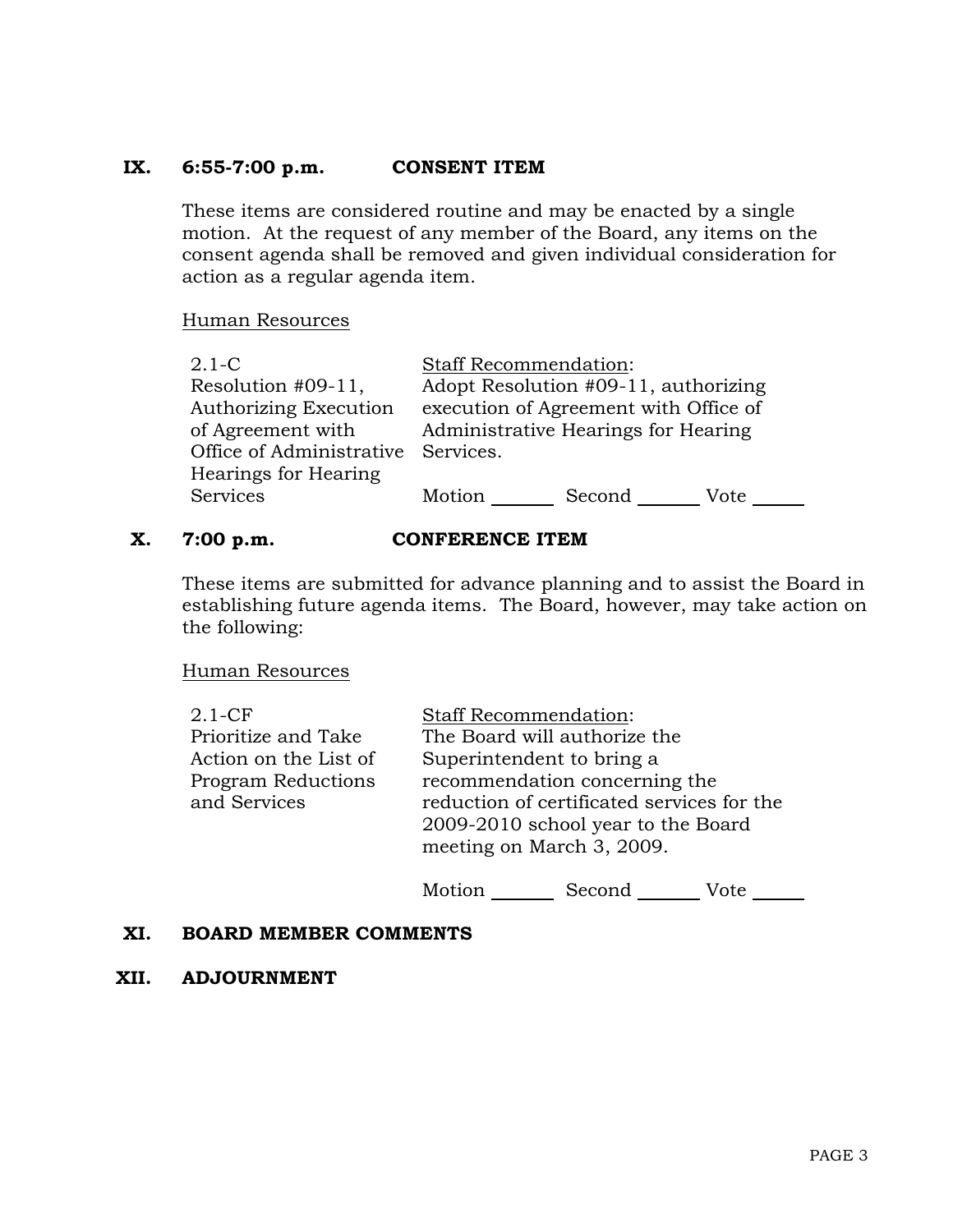## IX. 6:55-7:00 p.m. CONSENT ITEM

These items are considered routine and may be enacted by a single motion. At the request of any member of the Board, any items on the consent agenda shall be removed and given individual consideration for action as a regular agenda item.

Human Resources

| | |
|---|---|
| 2.1-C<br>Resolution #09-11, Authorizing Execution of Agreement with Office of Administrative Hearings for Hearing Services | Staff Recommendation:<br>Adopt Resolution #09-11, authorizing execution of Agreement with Office of Administrative Hearings for Hearing Services.<br><br>Motion _______ Second _______ Vote ______ |

## X. 7:00 p.m. CONFERENCE ITEM

These items are submitted for advance planning and to assist the Board in establishing future agenda items. The Board, however, may take action on the following:

Human Resources

| | |
|---|---|
| 2.1-CF<br>Prioritize and Take Action on the List of Program Reductions and Services | Staff Recommendation:<br>The Board will authorize the Superintendent to bring a recommendation concerning the reduction of certificated services for the 2009-2010 school year to the Board meeting on March 3, 2009.<br><br>Motion _______ Second _______ Vote ______ |

## XI. BOARD MEMBER COMMENTS

## XII. ADJOURNMENT